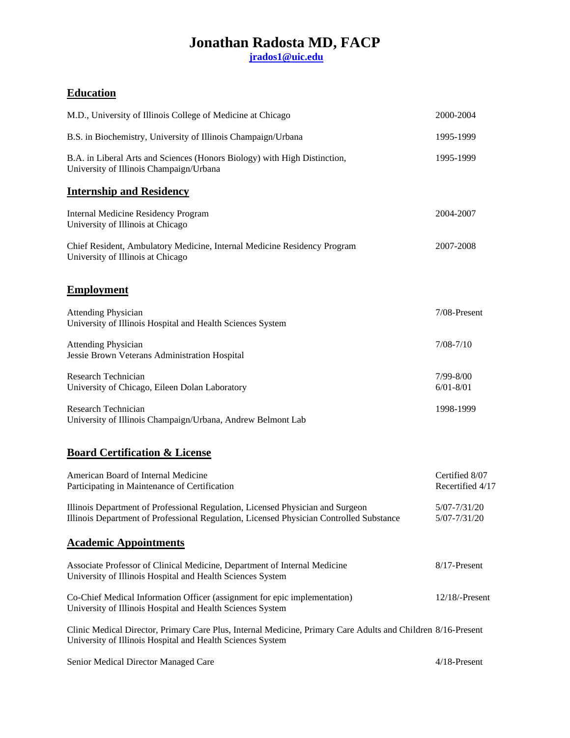# Jonathan Radosta MD, FACP

jrados1@uic.edu

## Education

M.D., University of Illinois College of Medicine at Chicago — 2000-2004

B.S. in Biochemistry, University of Illinois Champaign/Urbana — 1995-1999

B.A. in Liberal Arts and Sciences (Honors Biology) with High Distinction, University of Illinois Champaign/Urbana — 1995-1999

## Internship and Residency

Internal Medicine Residency Program
University of Illinois at Chicago — 2004-2007

Chief Resident, Ambulatory Medicine, Internal Medicine Residency Program
University of Illinois at Chicago — 2007-2008

## Employment

Attending Physician
University of Illinois Hospital and Health Sciences System — 7/08-Present

Attending Physician
Jessie Brown Veterans Administration Hospital — 7/08-7/10

Research Technician
University of Chicago, Eileen Dolan Laboratory — 7/99-8/00, 6/01-8/01

Research Technician
University of Illinois Champaign/Urbana, Andrew Belmont Lab — 1998-1999

## Board Certification & License

American Board of Internal Medicine — Certified 8/07
Participating in Maintenance of Certification — Recertified 4/17

Illinois Department of Professional Regulation, Licensed Physician and Surgeon — 5/07-7/31/20
Illinois Department of Professional Regulation, Licensed Physician Controlled Substance — 5/07-7/31/20

## Academic Appointments

Associate Professor of Clinical Medicine, Department of Internal Medicine
University of Illinois Hospital and Health Sciences System — 8/17-Present

Co-Chief Medical Information Officer (assignment for epic implementation)
University of Illinois Hospital and Health Sciences System — 12/18/-Present

Clinic Medical Director, Primary Care Plus, Internal Medicine, Primary Care Adults and Children
University of Illinois Hospital and Health Sciences System — 8/16-Present

Senior Medical Director Managed Care — 4/18-Present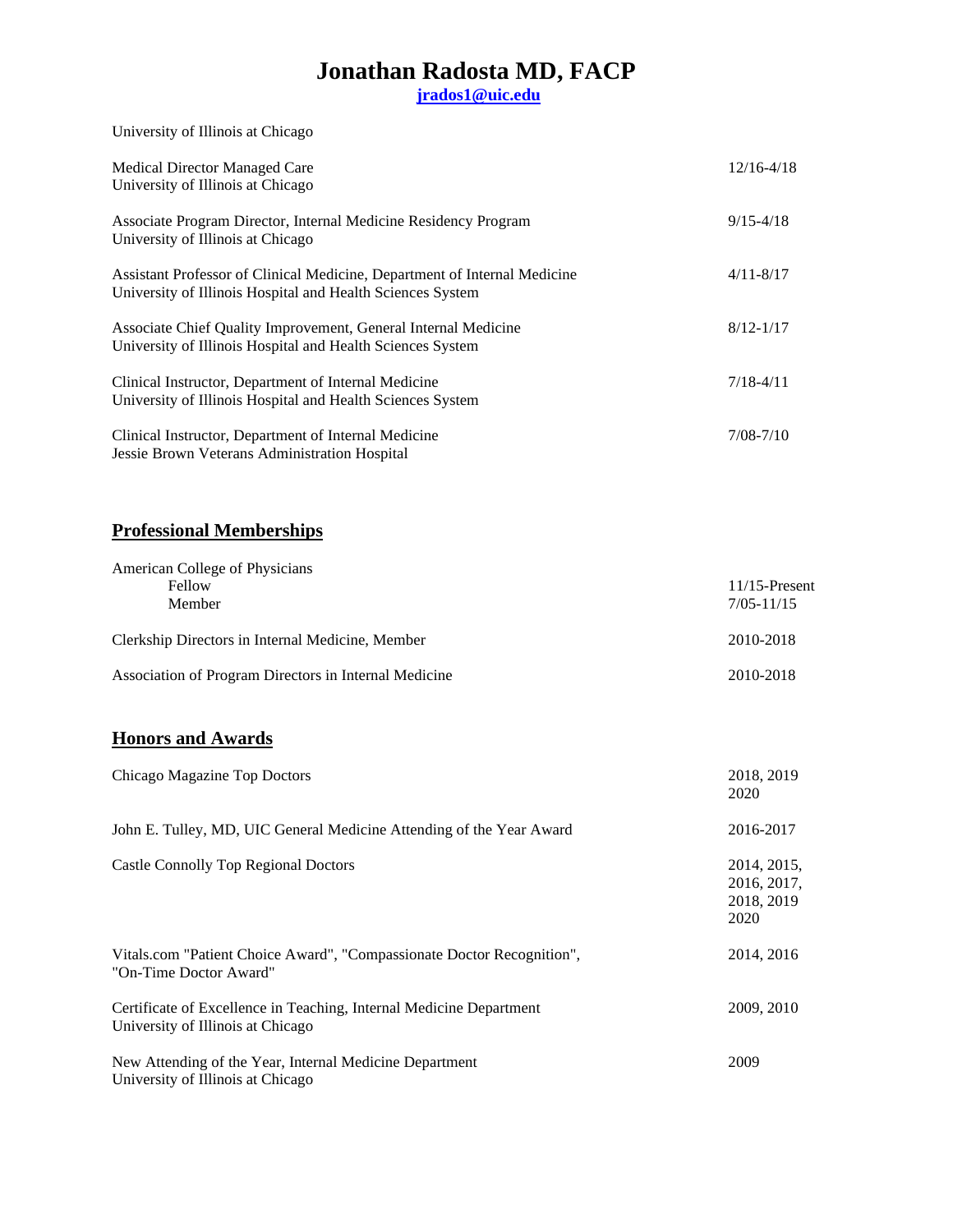# Jonathan Radosta MD, FACP

**jrados1@uic.edu**

University of Illinois at Chicago

| | |
|---|---|
| Medical Director Managed Care<br>University of Illinois at Chicago | 12/16-4/18 |
| Associate Program Director, Internal Medicine Residency Program<br>University of Illinois at Chicago | 9/15-4/18 |
| Assistant Professor of Clinical Medicine, Department of Internal Medicine<br>University of Illinois Hospital and Health Sciences System | 4/11-8/17 |
| Associate Chief Quality Improvement, General Internal Medicine<br>University of Illinois Hospital and Health Sciences System | 8/12-1/17 |
| Clinical Instructor, Department of Internal Medicine<br>University of Illinois Hospital and Health Sciences System | 7/18-4/11 |
| Clinical Instructor, Department of Internal Medicine<br>Jessie Brown Veterans Administration Hospital | 7/08-7/10 |

## Professional Memberships

| | |
|---|---|
| American College of Physicians<br>Fellow<br>Member | <br>11/15-Present<br>7/05-11/15 |
| Clerkship Directors in Internal Medicine, Member | 2010-2018 |
| Association of Program Directors in Internal Medicine | 2010-2018 |

## Honors and Awards

| | |
|---|---|
| Chicago Magazine Top Doctors | 2018, 2019<br>2020 |
| John E. Tulley, MD, UIC General Medicine Attending of the Year Award | 2016-2017 |
| Castle Connolly Top Regional Doctors | 2014, 2015,<br>2016, 2017,<br>2018, 2019<br>2020 |
| Vitals.com "Patient Choice Award", "Compassionate Doctor Recognition",<br>"On-Time Doctor Award" | 2014, 2016 |
| Certificate of Excellence in Teaching, Internal Medicine Department<br>University of Illinois at Chicago | 2009, 2010 |
| New Attending of the Year, Internal Medicine Department<br>University of Illinois at Chicago | 2009 |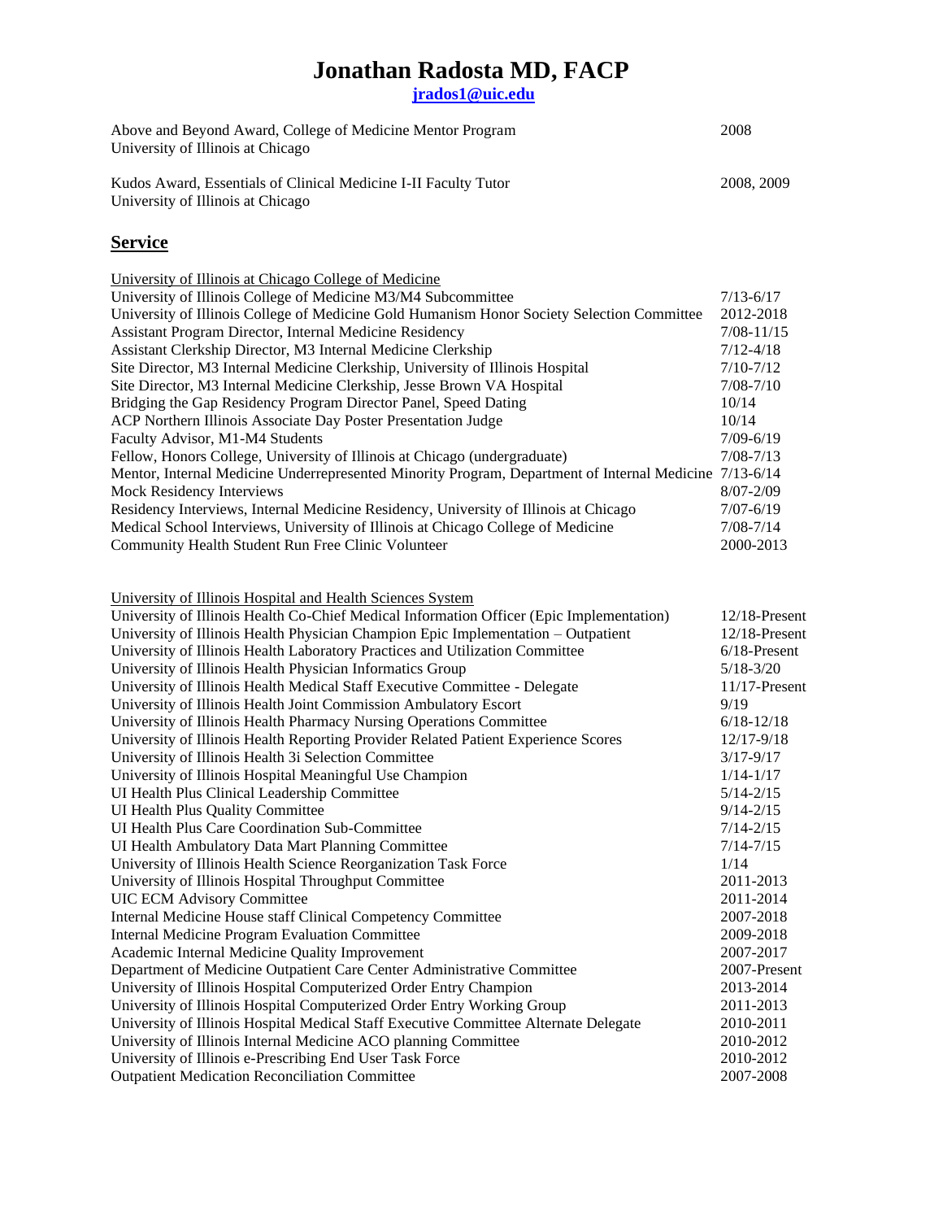# Jonathan Radosta MD, FACP

**jrados1@uic.edu**

| | |
|---|---|
| Above and Beyond Award, College of Medicine Mentor Program<br>University of Illinois at Chicago | 2008 |
| Kudos Award, Essentials of Clinical Medicine I-II Faculty Tutor<br>University of Illinois at Chicago | 2008, 2009 |

## Service

University of Illinois at Chicago College of Medicine

| | |
|---|---|
| University of Illinois College of Medicine M3/M4 Subcommittee | 7/13-6/17 |
| University of Illinois College of Medicine Gold Humanism Honor Society Selection Committee | 2012-2018 |
| Assistant Program Director, Internal Medicine Residency | 7/08-11/15 |
| Assistant Clerkship Director, M3 Internal Medicine Clerkship | 7/12-4/18 |
| Site Director, M3 Internal Medicine Clerkship, University of Illinois Hospital | 7/10-7/12 |
| Site Director, M3 Internal Medicine Clerkship, Jesse Brown VA Hospital | 7/08-7/10 |
| Bridging the Gap Residency Program Director Panel, Speed Dating | 10/14 |
| ACP Northern Illinois Associate Day Poster Presentation Judge | 10/14 |
| Faculty Advisor, M1-M4 Students | 7/09-6/19 |
| Fellow, Honors College, University of Illinois at Chicago (undergraduate) | 7/08-7/13 |
| Mentor, Internal Medicine Underrepresented Minority Program, Department of Internal Medicine | 7/13-6/14 |
| Mock Residency Interviews | 8/07-2/09 |
| Residency Interviews, Internal Medicine Residency, University of Illinois at Chicago | 7/07-6/19 |
| Medical School Interviews, University of Illinois at Chicago College of Medicine | 7/08-7/14 |
| Community Health Student Run Free Clinic Volunteer | 2000-2013 |

University of Illinois Hospital and Health Sciences System

| | |
|---|---|
| University of Illinois Health Co-Chief Medical Information Officer (Epic Implementation) | 12/18-Present |
| University of Illinois Health Physician Champion Epic Implementation – Outpatient | 12/18-Present |
| University of Illinois Health Laboratory Practices and Utilization Committee | 6/18-Present |
| University of Illinois Health Physician Informatics Group | 5/18-3/20 |
| University of Illinois Health Medical Staff Executive Committee - Delegate | 11/17-Present |
| University of Illinois Health Joint Commission Ambulatory Escort | 9/19 |
| University of Illinois Health Pharmacy Nursing Operations Committee | 6/18-12/18 |
| University of Illinois Health Reporting Provider Related Patient Experience Scores | 12/17-9/18 |
| University of Illinois Health 3i Selection Committee | 3/17-9/17 |
| University of Illinois Hospital Meaningful Use Champion | 1/14-1/17 |
| UI Health Plus Clinical Leadership Committee | 5/14-2/15 |
| UI Health Plus Quality Committee | 9/14-2/15 |
| UI Health Plus Care Coordination Sub-Committee | 7/14-2/15 |
| UI Health Ambulatory Data Mart Planning Committee | 7/14-7/15 |
| University of Illinois Health Science Reorganization Task Force | 1/14 |
| University of Illinois Hospital Throughput Committee | 2011-2013 |
| UIC ECM Advisory Committee | 2011-2014 |
| Internal Medicine House staff Clinical Competency Committee | 2007-2018 |
| Internal Medicine Program Evaluation Committee | 2009-2018 |
| Academic Internal Medicine Quality Improvement | 2007-2017 |
| Department of Medicine Outpatient Care Center Administrative Committee | 2007-Present |
| University of Illinois Hospital Computerized Order Entry Champion | 2013-2014 |
| University of Illinois Hospital Computerized Order Entry Working Group | 2011-2013 |
| University of Illinois Hospital Medical Staff Executive Committee Alternate Delegate | 2010-2011 |
| University of Illinois Internal Medicine ACO planning Committee | 2010-2012 |
| University of Illinois e-Prescribing End User Task Force | 2010-2012 |
| Outpatient Medication Reconciliation Committee | 2007-2008 |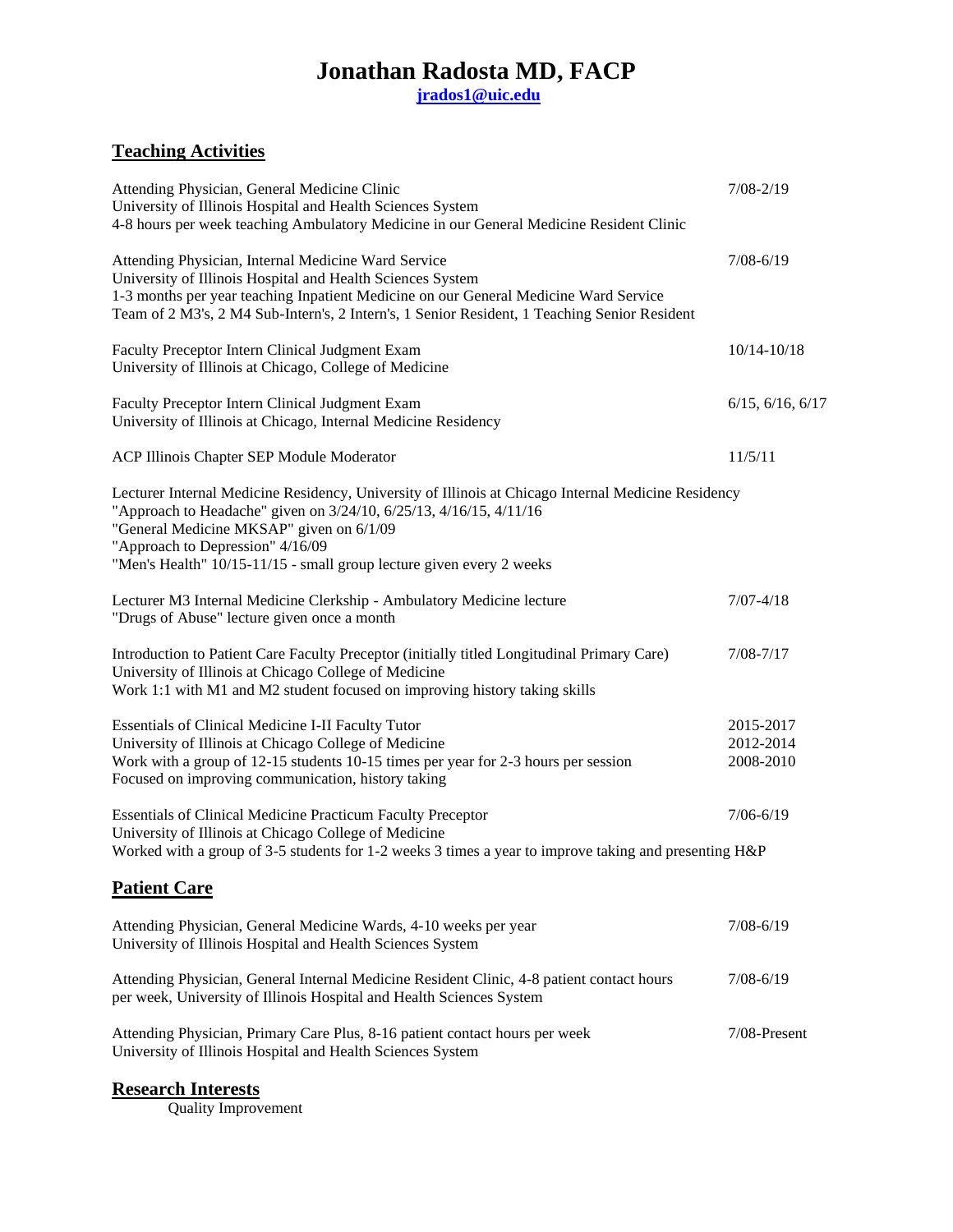# Jonathan Radosta MD, FACP

**jrados1@uic.edu**

## Teaching Activities

Attending Physician, General Medicine Clinic — 7/08-2/19
University of Illinois Hospital and Health Sciences System
4-8 hours per week teaching Ambulatory Medicine in our General Medicine Resident Clinic

Attending Physician, Internal Medicine Ward Service — 7/08-6/19
University of Illinois Hospital and Health Sciences System
1-3 months per year teaching Inpatient Medicine on our General Medicine Ward Service
Team of 2 M3's, 2 M4 Sub-Intern's, 2 Intern's, 1 Senior Resident, 1 Teaching Senior Resident

Faculty Preceptor Intern Clinical Judgment Exam — 10/14-10/18
University of Illinois at Chicago, College of Medicine

Faculty Preceptor Intern Clinical Judgment Exam — 6/15, 6/16, 6/17
University of Illinois at Chicago, Internal Medicine Residency

ACP Illinois Chapter SEP Module Moderator — 11/5/11

Lecturer Internal Medicine Residency, University of Illinois at Chicago Internal Medicine Residency
"Approach to Headache" given on 3/24/10, 6/25/13, 4/16/15, 4/11/16
"General Medicine MKSAP" given on 6/1/09
"Approach to Depression" 4/16/09
"Men's Health" 10/15-11/15 - small group lecture given every 2 weeks

Lecturer M3 Internal Medicine Clerkship - Ambulatory Medicine lecture — 7/07-4/18
"Drugs of Abuse" lecture given once a month

Introduction to Patient Care Faculty Preceptor (initially titled Longitudinal Primary Care) — 7/08-7/17
University of Illinois at Chicago College of Medicine
Work 1:1 with M1 and M2 student focused on improving history taking skills

Essentials of Clinical Medicine I-II Faculty Tutor — 2015-2017, 2012-2014, 2008-2010
University of Illinois at Chicago College of Medicine
Work with a group of 12-15 students 10-15 times per year for 2-3 hours per session
Focused on improving communication, history taking

Essentials of Clinical Medicine Practicum Faculty Preceptor — 7/06-6/19
University of Illinois at Chicago College of Medicine
Worked with a group of 3-5 students for 1-2 weeks 3 times a year to improve taking and presenting H&P

## Patient Care

Attending Physician, General Medicine Wards, 4-10 weeks per year — 7/08-6/19
University of Illinois Hospital and Health Sciences System

Attending Physician, General Internal Medicine Resident Clinic, 4-8 patient contact hours per week, University of Illinois Hospital and Health Sciences System — 7/08-6/19

Attending Physician, Primary Care Plus, 8-16 patient contact hours per week — 7/08-Present
University of Illinois Hospital and Health Sciences System

## Research Interests

Quality Improvement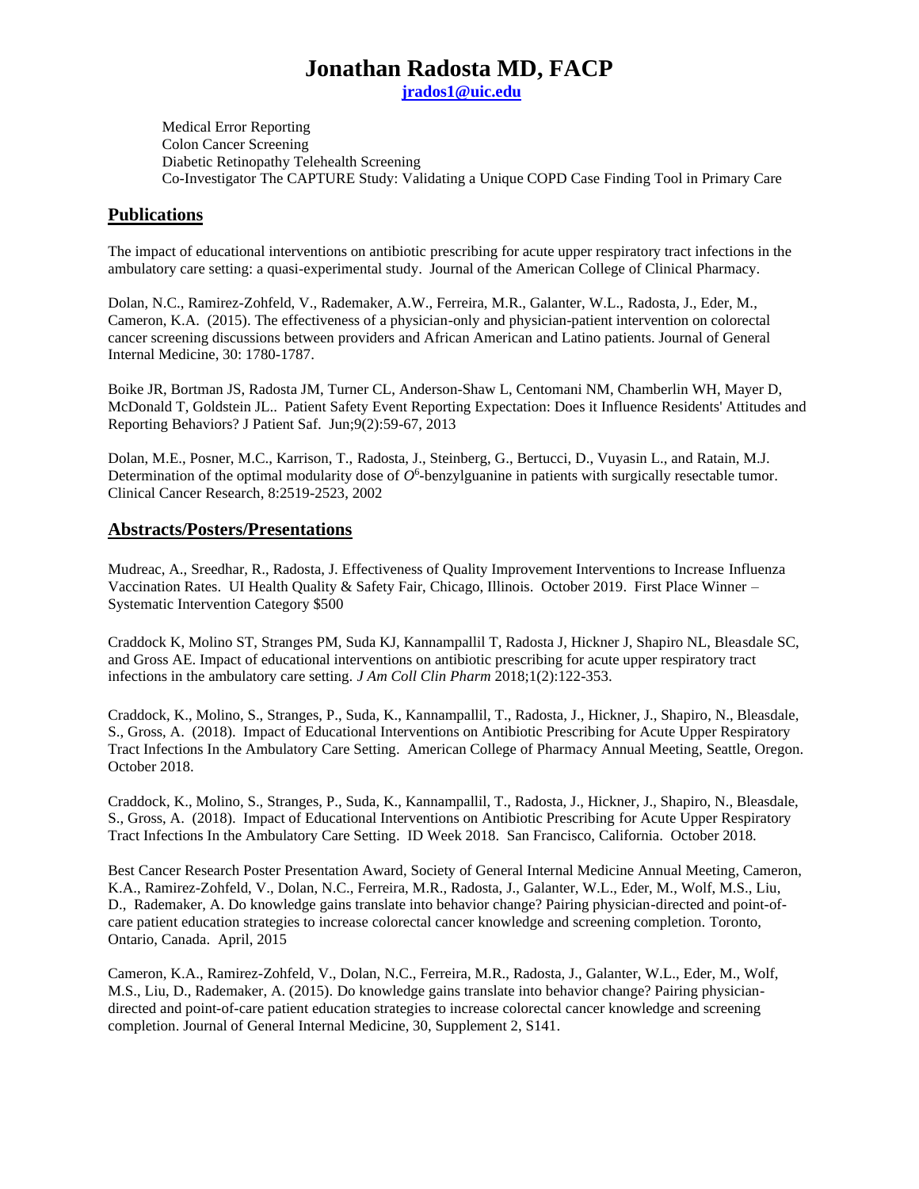# Jonathan Radosta MD, FACP

**jrados1@uic.edu**

Medical Error Reporting
Colon Cancer Screening
Diabetic Retinopathy Telehealth Screening
Co-Investigator The CAPTURE Study: Validating a Unique COPD Case Finding Tool in Primary Care

## Publications

The impact of educational interventions on antibiotic prescribing for acute upper respiratory tract infections in the ambulatory care setting: a quasi-experimental study. Journal of the American College of Clinical Pharmacy.

Dolan, N.C., Ramirez-Zohfeld, V., Rademaker, A.W., Ferreira, M.R., Galanter, W.L., Radosta, J., Eder, M., Cameron, K.A. (2015). The effectiveness of a physician-only and physician-patient intervention on colorectal cancer screening discussions between providers and African American and Latino patients. Journal of General Internal Medicine, 30: 1780-1787.

Boike JR, Bortman JS, Radosta JM, Turner CL, Anderson-Shaw L, Centomani NM, Chamberlin WH, Mayer D, McDonald T, Goldstein JL.. Patient Safety Event Reporting Expectation: Does it Influence Residents' Attitudes and Reporting Behaviors? J Patient Saf. Jun;9(2):59-67, 2013

Dolan, M.E., Posner, M.C., Karrison, T., Radosta, J., Steinberg, G., Bertucci, D., Vuyasin L., and Ratain, M.J. Determination of the optimal modularity dose of *O*$^6$-benzylguanine in patients with surgically resectable tumor. Clinical Cancer Research, 8:2519-2523, 2002

## Abstracts/Posters/Presentations

Mudreac, A., Sreedhar, R., Radosta, J. Effectiveness of Quality Improvement Interventions to Increase Influenza Vaccination Rates. UI Health Quality & Safety Fair, Chicago, Illinois. October 2019. First Place Winner – Systematic Intervention Category $500

Craddock K, Molino ST, Stranges PM, Suda KJ, Kannampallil T, Radosta J, Hickner J, Shapiro NL, Bleasdale SC, and Gross AE. Impact of educational interventions on antibiotic prescribing for acute upper respiratory tract infections in the ambulatory care setting. *J Am Coll Clin Pharm* 2018;1(2):122-353.

Craddock, K., Molino, S., Stranges, P., Suda, K., Kannampallil, T., Radosta, J., Hickner, J., Shapiro, N., Bleasdale, S., Gross, A. (2018). Impact of Educational Interventions on Antibiotic Prescribing for Acute Upper Respiratory Tract Infections In the Ambulatory Care Setting. American College of Pharmacy Annual Meeting, Seattle, Oregon. October 2018.

Craddock, K., Molino, S., Stranges, P., Suda, K., Kannampallil, T., Radosta, J., Hickner, J., Shapiro, N., Bleasdale, S., Gross, A. (2018). Impact of Educational Interventions on Antibiotic Prescribing for Acute Upper Respiratory Tract Infections In the Ambulatory Care Setting. ID Week 2018. San Francisco, California. October 2018.

Best Cancer Research Poster Presentation Award, Society of General Internal Medicine Annual Meeting, Cameron, K.A., Ramirez-Zohfeld, V., Dolan, N.C., Ferreira, M.R., Radosta, J., Galanter, W.L., Eder, M., Wolf, M.S., Liu, D., Rademaker, A. Do knowledge gains translate into behavior change? Pairing physician-directed and point-of-care patient education strategies to increase colorectal cancer knowledge and screening completion. Toronto, Ontario, Canada. April, 2015

Cameron, K.A., Ramirez-Zohfeld, V., Dolan, N.C., Ferreira, M.R., Radosta, J., Galanter, W.L., Eder, M., Wolf, M.S., Liu, D., Rademaker, A. (2015). Do knowledge gains translate into behavior change? Pairing physician-directed and point-of-care patient education strategies to increase colorectal cancer knowledge and screening completion. Journal of General Internal Medicine, 30, Supplement 2, S141.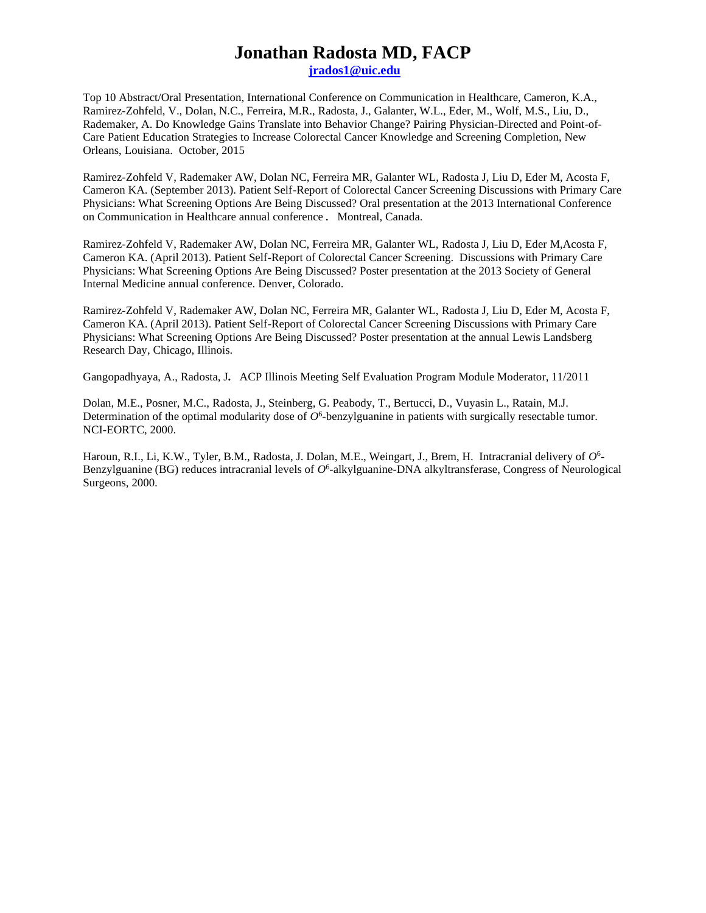# Jonathan Radosta MD, FACP

**jrados1@uic.edu**

Top 10 Abstract/Oral Presentation, International Conference on Communication in Healthcare, Cameron, K.A., Ramirez-Zohfeld, V., Dolan, N.C., Ferreira, M.R., Radosta, J., Galanter, W.L., Eder, M., Wolf, M.S., Liu, D., Rademaker, A. Do Knowledge Gains Translate into Behavior Change? Pairing Physician-Directed and Point-of-Care Patient Education Strategies to Increase Colorectal Cancer Knowledge and Screening Completion, New Orleans, Louisiana. October, 2015

Ramirez-Zohfeld V, Rademaker AW, Dolan NC, Ferreira MR, Galanter WL, Radosta J, Liu D, Eder M, Acosta F, Cameron KA. (September 2013). Patient Self-Report of Colorectal Cancer Screening Discussions with Primary Care Physicians: What Screening Options Are Being Discussed? Oral presentation at the 2013 International Conference on Communication in Healthcare annual conference **.** Montreal, Canada.

Ramirez-Zohfeld V, Rademaker AW, Dolan NC, Ferreira MR, Galanter WL, Radosta J, Liu D, Eder M,Acosta F, Cameron KA. (April 2013). Patient Self-Report of Colorectal Cancer Screening. Discussions with Primary Care Physicians: What Screening Options Are Being Discussed? Poster presentation at the 2013 Society of General Internal Medicine annual conference. Denver, Colorado.

Ramirez-Zohfeld V, Rademaker AW, Dolan NC, Ferreira MR, Galanter WL, Radosta J, Liu D, Eder M, Acosta F, Cameron KA. (April 2013). Patient Self-Report of Colorectal Cancer Screening Discussions with Primary Care Physicians: What Screening Options Are Being Discussed? Poster presentation at the annual Lewis Landsberg Research Day, Chicago, Illinois.

Gangopadhyaya, A., Radosta, J**.** ACP Illinois Meeting Self Evaluation Program Module Moderator, 11/2011

Dolan, M.E., Posner, M.C., Radosta, J., Steinberg, G. Peabody, T., Bertucci, D., Vuyasin L., Ratain, M.J. Determination of the optimal modularity dose of $O^6$-benzylguanine in patients with surgically resectable tumor. NCI-EORTC, 2000.

Haroun, R.I., Li, K.W., Tyler, B.M., Radosta, J. Dolan, M.E., Weingart, J., Brem, H. Intracranial delivery of $O^6$-Benzylguanine (BG) reduces intracranial levels of $O^6$-alkylguanine-DNA alkyltransferase, Congress of Neurological Surgeons, 2000.